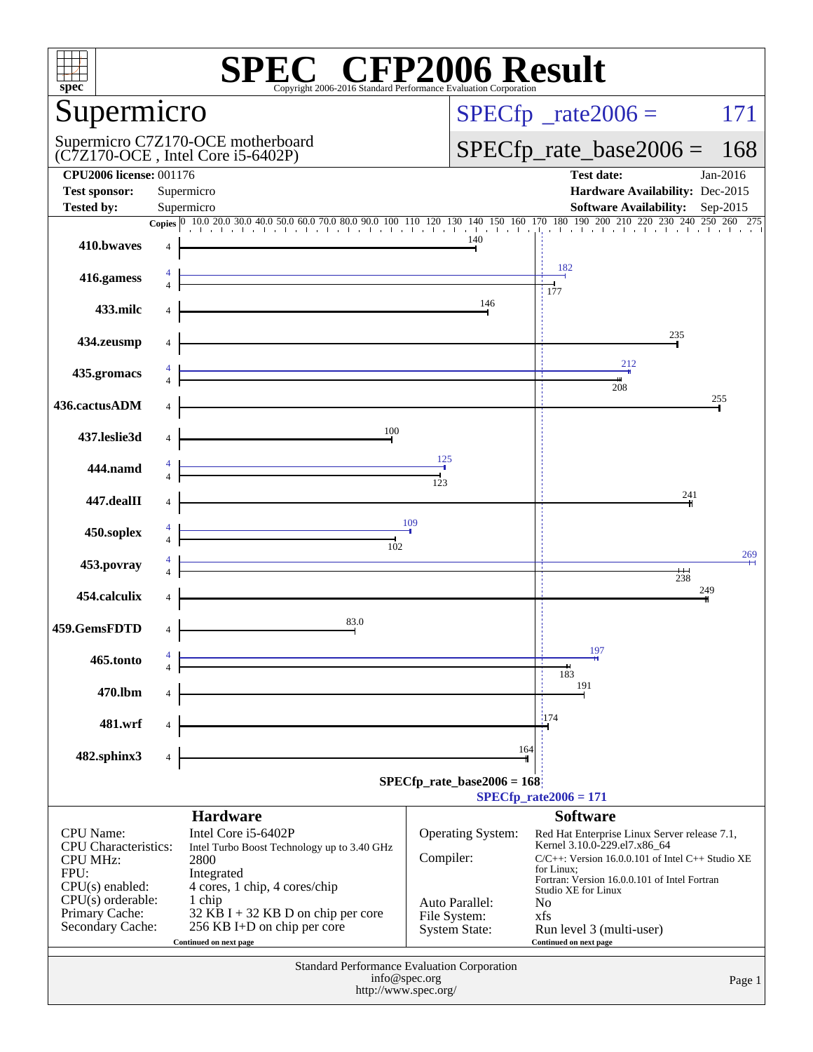# SPEC® CFP2006 Result

Copyright 2006-2016 Standard Performance Evaluation Corporation

## Supermicro

Supermicro C7Z170-OCE motherboard
(C7Z170-OCE , Intel Core i5-6402P)

SPECfp_rate2006 = 171

SPECfp_rate_base2006 = 168

| | | | |
|---|---|---|---|
| **CPU2006 license:** 001176 | | **Test date:** | Jan-2016 |
| **Test sponsor:** | Supermicro | **Hardware Availability:** | Dec-2015 |
| **Tested by:** | Supermicro | **Software Availability:** | Sep-2015 |

| Benchmark | Copies | Peak | Base |
|---|---|---|---|
| 410.bwaves | 4 | | 140 |
| 416.gamess | 4 / 4 | 182 | 177 |
| 433.milc | 4 | | 146 |
| 434.zeusmp | 4 | | 235 |
| 435.gromacs | 4 / 4 | 212 | 208 |
| 436.cactusADM | 4 | | 255 |
| 437.leslie3d | 4 | | 100 |
| 444.namd | 4 / 4 | 125 | 123 |
| 447.dealII | 4 | | 241 |
| 450.soplex | 4 / 4 | 109 | 102 |
| 453.povray | 4 / 4 | 269 | 238 |
| 454.calculix | 4 | | 249 |
| 459.GemsFDTD | 4 | | 83.0 |
| 465.tonto | 4 / 4 | 197 | 183 |
| 470.lbm | 4 | | 191 |
| 481.wrf | 4 | | 174 |
| 482.sphinx3 | 4 | | 164 |

SPECfp_rate_base2006 = 168

SPECfp_rate2006 = 171

### Hardware

| | |
|---|---|
| CPU Name: | Intel Core i5-6402P |
| CPU Characteristics: | Intel Turbo Boost Technology up to 3.40 GHz |
| CPU MHz: | 2800 |
| FPU: | Integrated |
| CPU(s) enabled: | 4 cores, 1 chip, 4 cores/chip |
| CPU(s) orderable: | 1 chip |
| Primary Cache: | 32 KB I + 32 KB D on chip per core |
| Secondary Cache: | 256 KB I+D on chip per core |

Continued on next page

### Software

| | |
|---|---|
| Operating System: | Red Hat Enterprise Linux Server release 7.1, Kernel 3.10.0-229.el7.x86_64 |
| Compiler: | C/C++: Version 16.0.0.101 of Intel C++ Studio XE for Linux; Fortran: Version 16.0.0.101 of Intel Fortran Studio XE for Linux |
| Auto Parallel: | No |
| File System: | xfs |
| System State: | Run level 3 (multi-user) |

Continued on next page

Standard Performance Evaluation Corporation
info@spec.org
http://www.spec.org/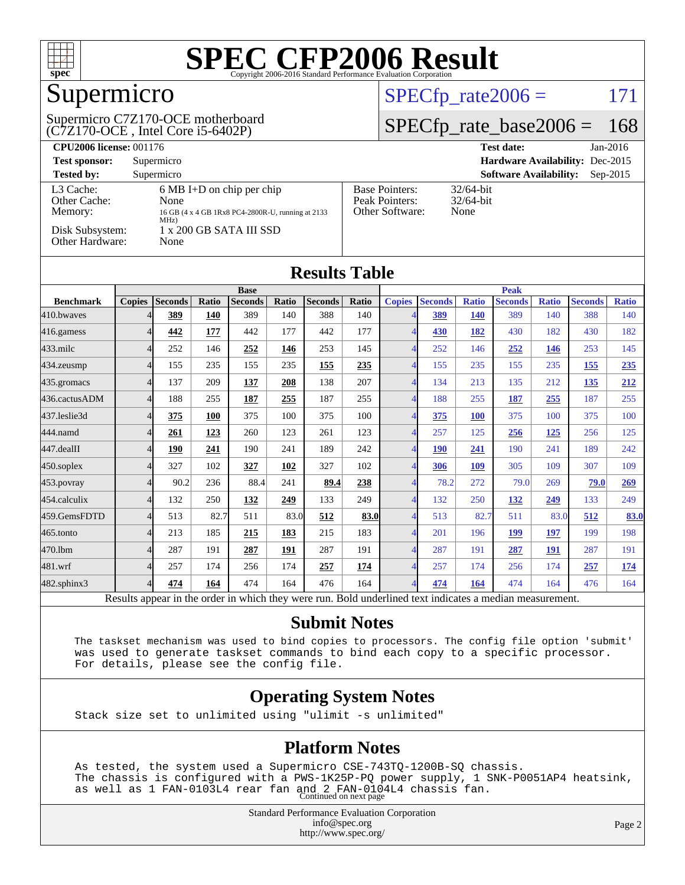# SPEC CFP2006 Result

Copyright 2006-2016 Standard Performance Evaluation Corporation

# Supermicro

Supermicro C7Z170-OCE motherboard
(C7Z170-OCE , Intel Core i5-6402P)

SPECfp_rate2006 = 171

SPECfp_rate_base2006 = 168

**CPU2006 license:** 001176
**Test sponsor:** Supermicro
**Tested by:** Supermicro

**Test date:** Jan-2016
**Hardware Availability:** Dec-2015
**Software Availability:** Sep-2015

| | |
|---|---|
| L3 Cache: | 6 MB I+D on chip per chip |
| Other Cache: | None |
| Memory: | 16 GB (4 x 4 GB 1Rx8 PC4-2800R-U, running at 2133 MHz) |
| Disk Subsystem: | 1 x 200 GB SATA III SSD |
| Other Hardware: | None |

| | |
|---|---|
| Base Pointers: | 32/64-bit |
| Peak Pointers: | 32/64-bit |
| Other Software: | None |

## Results Table

| | Base | | | | | | | Peak | | | | | | |
|---|---|---|---|---|---|---|---|---|---|---|---|---|---|---|
| Benchmark | Copies | Seconds | Ratio | Seconds | Ratio | Seconds | Ratio | Copies | Seconds | Ratio | Seconds | Ratio | Seconds | Ratio |
| 410.bwaves | 4 | **389** | **140** | 389 | 140 | 388 | 140 | 4 | **389** | **140** | 389 | 140 | 388 | 140 |
| 416.gamess | 4 | **442** | **177** | 442 | 177 | 442 | 177 | 4 | **430** | **182** | 430 | 182 | 430 | 182 |
| 433.milc | 4 | 252 | 146 | **252** | **146** | 253 | 145 | 4 | 252 | 146 | **252** | **146** | 253 | 145 |
| 434.zeusmp | 4 | 155 | 235 | 155 | 235 | **155** | **235** | 4 | 155 | 235 | 155 | 235 | **155** | **235** |
| 435.gromacs | 4 | 137 | 209 | **137** | **208** | 138 | 207 | 4 | 134 | 213 | 135 | 212 | **135** | **212** |
| 436.cactusADM | 4 | 188 | 255 | **187** | **255** | 187 | 255 | 4 | 188 | 255 | **187** | **255** | 187 | 255 |
| 437.leslie3d | 4 | **375** | **100** | 375 | 100 | 375 | 100 | 4 | **375** | **100** | 375 | 100 | 375 | 100 |
| 444.namd | 4 | **261** | **123** | 260 | 123 | 261 | 123 | 4 | 257 | 125 | **256** | **125** | 256 | 125 |
| 447.dealII | 4 | **190** | **241** | 190 | 241 | 189 | 242 | 4 | **190** | **241** | 190 | 241 | 189 | 242 |
| 450.soplex | 4 | 327 | 102 | **327** | **102** | 327 | 102 | 4 | **306** | **109** | 305 | 109 | 307 | 109 |
| 453.povray | 4 | 90.2 | 236 | 88.4 | 241 | **89.4** | **238** | 4 | 78.2 | 272 | 79.0 | 269 | **79.0** | **269** |
| 454.calculix | 4 | 132 | 250 | **132** | **249** | 133 | 249 | 4 | 132 | 250 | **132** | **249** | 133 | 249 |
| 459.GemsFDTD | 4 | 513 | 82.7 | 511 | 83.0 | **512** | **83.0** | 4 | 513 | 82.7 | 511 | 83.0 | **512** | **83.0** |
| 465.tonto | 4 | 213 | 185 | **215** | **183** | 215 | 183 | 4 | 201 | 196 | **199** | **197** | 199 | 198 |
| 470.lbm | 4 | 287 | 191 | **287** | **191** | 287 | 191 | 4 | 287 | 191 | **287** | **191** | 287 | 191 |
| 481.wrf | 4 | 257 | 174 | 256 | 174 | **257** | **174** | 4 | 257 | 174 | 256 | 174 | **257** | **174** |
| 482.sphinx3 | 4 | **474** | **164** | 474 | 164 | 476 | 164 | 4 | **474** | **164** | 474 | 164 | 476 | 164 |

Results appear in the order in which they were run. Bold underlined text indicates a median measurement.

## Submit Notes

The taskset mechanism was used to bind copies to processors. The config file option 'submit' was used to generate taskset commands to bind each copy to a specific processor. For details, please see the config file.

## Operating System Notes

Stack size set to unlimited using "ulimit -s unlimited"

## Platform Notes

As tested, the system used a Supermicro CSE-743TQ-1200B-SQ chassis. The chassis is configured with a PWS-1K25P-PQ power supply, 1 SNK-P0051AP4 heatsink, as well as 1 FAN-0103L4 rear fan and 2 FAN-0104L4 chassis fan.

Continued on next page

Standard Performance Evaluation Corporation
info@spec.org
http://www.spec.org/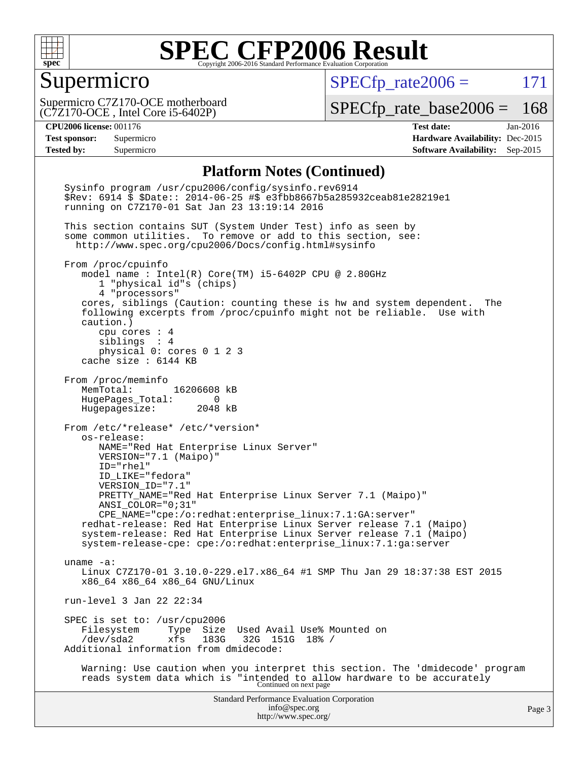# SPEC CFP2006 Result

Copyright 2006-2016 Standard Performance Evaluation Corporation

## Supermicro

Supermicro C7Z170-OCE motherboard
(C7Z170-OCE , Intel Core i5-6402P)

SPECfp_rate2006 = 171

SPECfp_rate_base2006 = 168

**CPU2006 license:** 001176
**Test sponsor:** Supermicro
**Tested by:** Supermicro

**Test date:** Jan-2016
**Hardware Availability:** Dec-2015
**Software Availability:** Sep-2015

### Platform Notes (Continued)

```
Sysinfo program /usr/cpu2006/config/sysinfo.rev6914
$Rev: 6914 $ $Date:: 2014-06-25 #$ e3fbb8667b5a285932ceab81e28219e1
running on C7Z170-01 Sat Jan 23 13:19:14 2016

This section contains SUT (System Under Test) info as seen by
some common utilities.  To remove or add to this section, see:
  http://www.spec.org/cpu2006/Docs/config.html#sysinfo

From /proc/cpuinfo
   model name : Intel(R) Core(TM) i5-6402P CPU @ 2.80GHz
      1 "physical id"s (chips)
      4 "processors"
   cores, siblings (Caution: counting these is hw and system dependent.  The
   following excerpts from /proc/cpuinfo might not be reliable.  Use with
   caution.)
      cpu cores : 4
      siblings  : 4
      physical 0: cores 0 1 2 3
   cache size : 6144 KB

From /proc/meminfo
   MemTotal:       16206608 kB
   HugePages_Total:       0
   Hugepagesize:       2048 kB

From /etc/*release* /etc/*version*
   os-release:
      NAME="Red Hat Enterprise Linux Server"
      VERSION="7.1 (Maipo)"
      ID="rhel"
      ID_LIKE="fedora"
      VERSION_ID="7.1"
      PRETTY_NAME="Red Hat Enterprise Linux Server 7.1 (Maipo)"
      ANSI_COLOR="0;31"
      CPE_NAME="cpe:/o:redhat:enterprise_linux:7.1:GA:server"
   redhat-release: Red Hat Enterprise Linux Server release 7.1 (Maipo)
   system-release: Red Hat Enterprise Linux Server release 7.1 (Maipo)
   system-release-cpe: cpe:/o:redhat:enterprise_linux:7.1:ga:server

uname -a:
   Linux C7Z170-01 3.10.0-229.el7.x86_64 #1 SMP Thu Jan 29 18:37:38 EST 2015
   x86_64 x86_64 x86_64 GNU/Linux

run-level 3 Jan 22 22:34

SPEC is set to: /usr/cpu2006
   Filesystem     Type  Size  Used Avail Use% Mounted on
   /dev/sda2      xfs   183G   32G  151G  18% /
Additional information from dmidecode:

   Warning: Use caution when you interpret this section. The 'dmidecode' program
   reads system data which is "intended to allow hardware to be accurately
```

Continued on next page

Standard Performance Evaluation Corporation
info@spec.org
http://www.spec.org/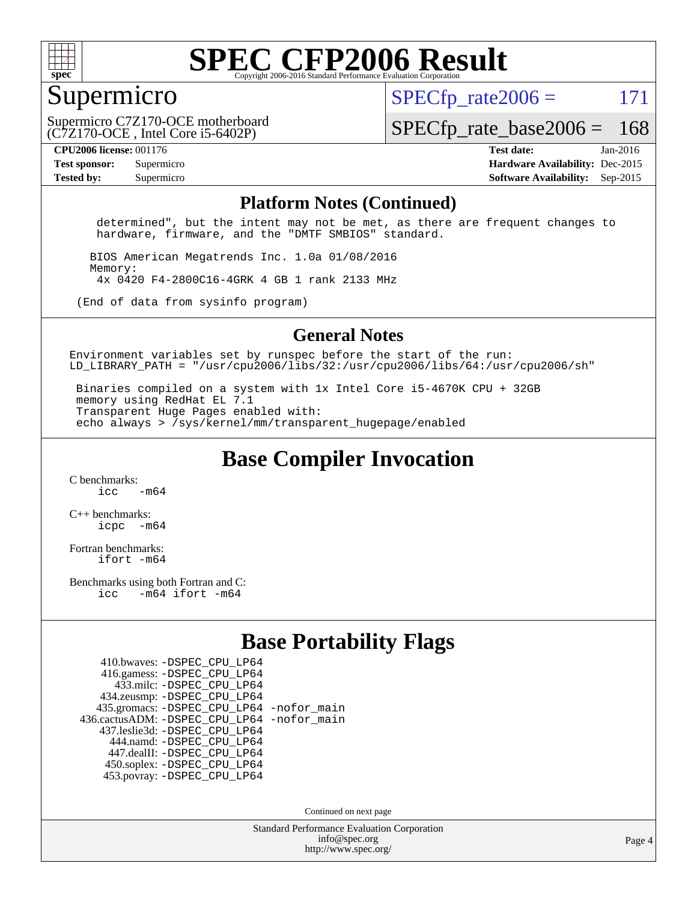# SPEC CFP2006 Result

Copyright 2006-2016 Standard Performance Evaluation Corporation

## Supermicro

Supermicro C7Z170-OCE motherboard (C7Z170-OCE , Intel Core i5-6402P)

SPECfp_rate2006 = 171

SPECfp_rate_base2006 = 168

| | | | |
|---|---|---|---|
| **CPU2006 license:** 001176 | | **Test date:** | Jan-2016 |
| **Test sponsor:** | Supermicro | **Hardware Availability:** | Dec-2015 |
| **Tested by:** | Supermicro | **Software Availability:** | Sep-2015 |

## Platform Notes (Continued)

```
    determined", but the intent may not be met, as there are frequent changes to
    hardware, firmware, and the "DMTF SMBIOS" standard.

   BIOS American Megatrends Inc. 1.0a 01/08/2016
   Memory:
    4x 0420 F4-2800C16-4GRK 4 GB 1 rank 2133 MHz

 (End of data from sysinfo program)
```

## General Notes

```
Environment variables set by runspec before the start of the run:
LD_LIBRARY_PATH = "/usr/cpu2006/libs/32:/usr/cpu2006/libs/64:/usr/cpu2006/sh"

 Binaries compiled on a system with 1x Intel Core i5-4670K CPU + 32GB
 memory using RedHat EL 7.1
 Transparent Huge Pages enabled with:
 echo always > /sys/kernel/mm/transparent_hugepage/enabled
```

## Base Compiler Invocation

C benchmarks:
```
icc   -m64
```

C++ benchmarks:
```
icpc  -m64
```

Fortran benchmarks:
```
ifort -m64
```

Benchmarks using both Fortran and C:
```
icc   -m64 ifort -m64
```

## Base Portability Flags

```
    410.bwaves: -DSPEC_CPU_LP64
    416.gamess: -DSPEC_CPU_LP64
      433.milc: -DSPEC_CPU_LP64
    434.zeusmp: -DSPEC_CPU_LP64
   435.gromacs: -DSPEC_CPU_LP64 -nofor_main
436.cactusADM: -DSPEC_CPU_LP64 -nofor_main
   437.leslie3d: -DSPEC_CPU_LP64
      444.namd: -DSPEC_CPU_LP64
    447.dealII: -DSPEC_CPU_LP64
    450.soplex: -DSPEC_CPU_LP64
    453.povray: -DSPEC_CPU_LP64
```

Continued on next page

Standard Performance Evaluation Corporation
info@spec.org
http://www.spec.org/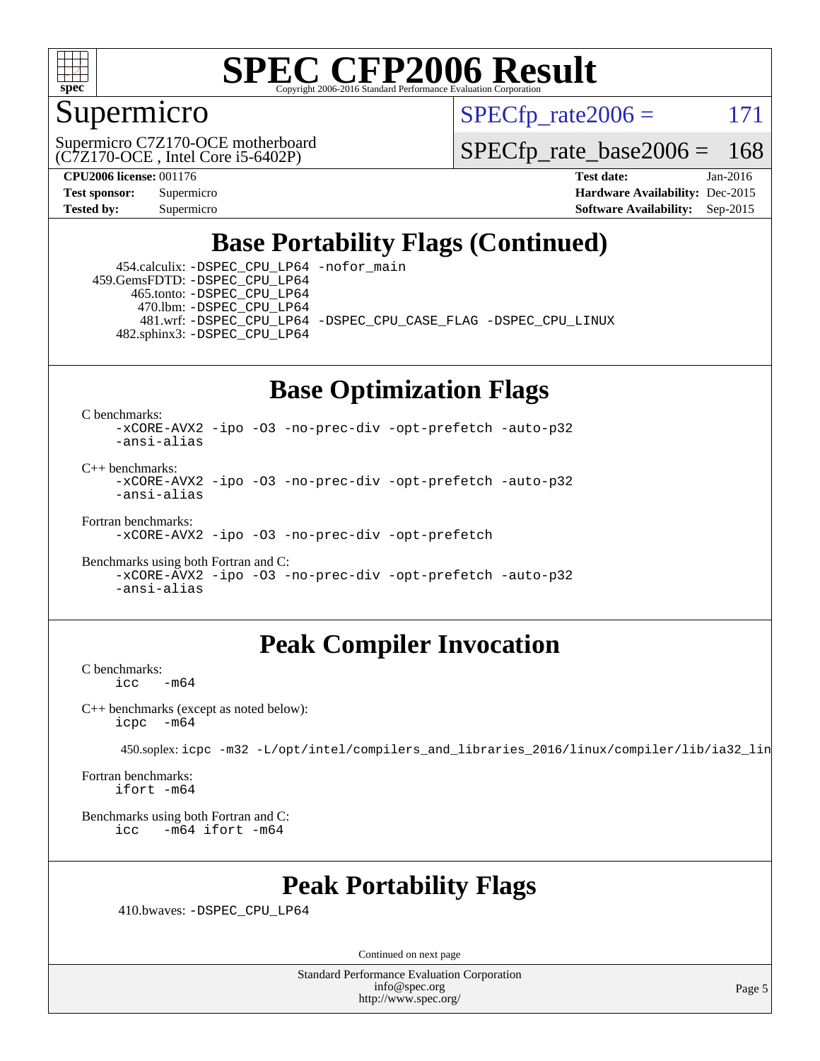# SPEC CFP2006 Result

Copyright 2006-2016 Standard Performance Evaluation Corporation

## Supermicro

Supermicro C7Z170-OCE motherboard
(C7Z170-OCE , Intel Core i5-6402P)

SPECfp_rate2006 = 171

SPECfp_rate_base2006 = 168

**CPU2006 license:** 001176
**Test sponsor:** Supermicro
**Tested by:** Supermicro

**Test date:** Jan-2016
**Hardware Availability:** Dec-2015
**Software Availability:** Sep-2015

## Base Portability Flags (Continued)

454.calculix: -DSPEC_CPU_LP64 -nofor_main
459.GemsFDTD: -DSPEC_CPU_LP64
465.tonto: -DSPEC_CPU_LP64
470.lbm: -DSPEC_CPU_LP64
481.wrf: -DSPEC_CPU_LP64 -DSPEC_CPU_CASE_FLAG -DSPEC_CPU_LINUX
482.sphinx3: -DSPEC_CPU_LP64

## Base Optimization Flags

C benchmarks:
```
-xCORE-AVX2 -ipo -O3 -no-prec-div -opt-prefetch -auto-p32
-ansi-alias
```

C++ benchmarks:
```
-xCORE-AVX2 -ipo -O3 -no-prec-div -opt-prefetch -auto-p32
-ansi-alias
```

Fortran benchmarks:
```
-xCORE-AVX2 -ipo -O3 -no-prec-div -opt-prefetch
```

Benchmarks using both Fortran and C:
```
-xCORE-AVX2 -ipo -O3 -no-prec-div -opt-prefetch -auto-p32
-ansi-alias
```

## Peak Compiler Invocation

C benchmarks:
```
icc   -m64
```

C++ benchmarks (except as noted below):
```
icpc  -m64
```

450.soplex: icpc -m32 -L/opt/intel/compilers_and_libraries_2016/linux/compiler/lib/ia32_lin

Fortran benchmarks:
```
ifort -m64
```

Benchmarks using both Fortran and C:
```
icc   -m64 ifort -m64
```

## Peak Portability Flags

410.bwaves: -DSPEC_CPU_LP64

Continued on next page

Standard Performance Evaluation Corporation
info@spec.org
http://www.spec.org/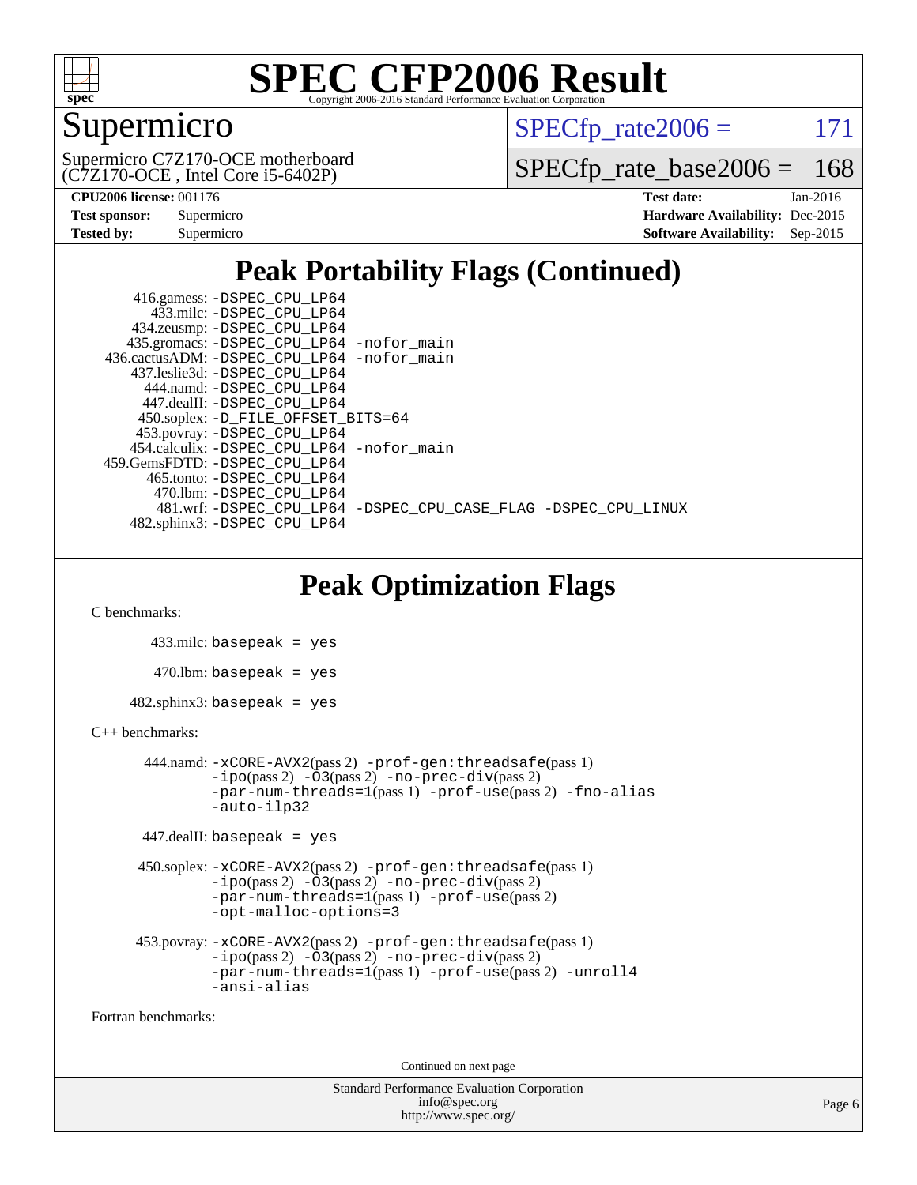# SPEC CFP2006 Result

Copyright 2006-2016 Standard Performance Evaluation Corporation

## Supermicro

Supermicro C7Z170-OCE motherboard
(C7Z170-OCE , Intel Core i5-6402P)

SPECfp_rate2006 = 171

SPECfp_rate_base2006 = 168

**CPU2006 license:** 001176
**Test sponsor:** Supermicro
**Tested by:** Supermicro

**Test date:** Jan-2016
**Hardware Availability:** Dec-2015
**Software Availability:** Sep-2015

## Peak Portability Flags (Continued)

```
     416.gamess: -DSPEC_CPU_LP64
       433.milc: -DSPEC_CPU_LP64
     434.zeusmp: -DSPEC_CPU_LP64
    435.gromacs: -DSPEC_CPU_LP64 -nofor_main
 436.cactusADM: -DSPEC_CPU_LP64 -nofor_main
    437.leslie3d: -DSPEC_CPU_LP64
      444.namd: -DSPEC_CPU_LP64
     447.dealII: -DSPEC_CPU_LP64
     450.soplex: -D_FILE_OFFSET_BITS=64
     453.povray: -DSPEC_CPU_LP64
    454.calculix: -DSPEC_CPU_LP64 -nofor_main
 459.GemsFDTD: -DSPEC_CPU_LP64
      465.tonto: -DSPEC_CPU_LP64
        470.lbm: -DSPEC_CPU_LP64
        481.wrf: -DSPEC_CPU_LP64 -DSPEC_CPU_CASE_FLAG -DSPEC_CPU_LINUX
    482.sphinx3: -DSPEC_CPU_LP64
```

## Peak Optimization Flags

C benchmarks:

```
      433.milc: basepeak = yes
       470.lbm: basepeak = yes
   482.sphinx3: basepeak = yes
```

C++ benchmarks:

```
      444.namd: -xCORE-AVX2(pass 2) -prof-gen:threadsafe(pass 1)
                -ipo(pass 2) -O3(pass 2) -no-prec-div(pass 2)
                -par-num-threads=1(pass 1) -prof-use(pass 2) -fno-alias
                -auto-ilp32

    447.dealII: basepeak = yes

    450.soplex: -xCORE-AVX2(pass 2) -prof-gen:threadsafe(pass 1)
                -ipo(pass 2) -O3(pass 2) -no-prec-div(pass 2)
                -par-num-threads=1(pass 1) -prof-use(pass 2)
                -opt-malloc-options=3

    453.povray: -xCORE-AVX2(pass 2) -prof-gen:threadsafe(pass 1)
                -ipo(pass 2) -O3(pass 2) -no-prec-div(pass 2)
                -par-num-threads=1(pass 1) -prof-use(pass 2) -unroll4
                -ansi-alias
```

Fortran benchmarks:

Continued on next page

Standard Performance Evaluation Corporation
info@spec.org
http://www.spec.org/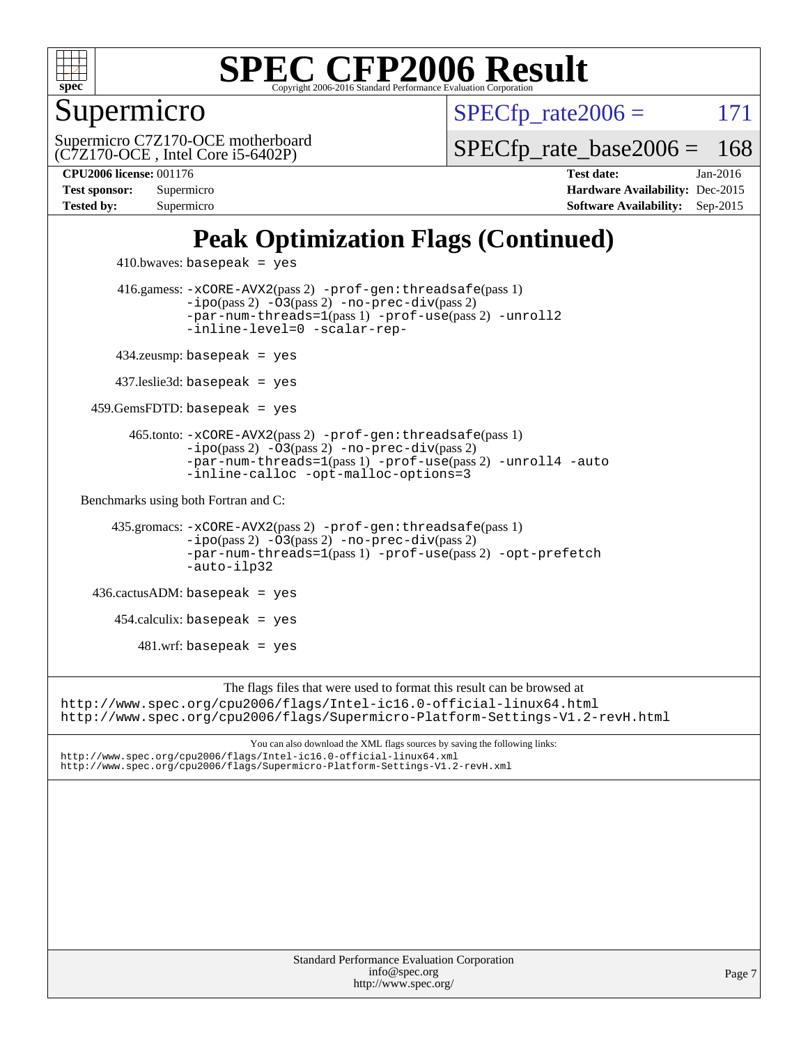# SPEC CFP2006 Result

Copyright 2006-2016 Standard Performance Evaluation Corporation

## Supermicro

Supermicro C7Z170-OCE motherboard
(C7Z170-OCE , Intel Core i5-6402P)

SPECfp_rate2006 = 171

SPECfp_rate_base2006 = 168

| | | | |
|---|---|---|---|
| **CPU2006 license:** 001176 | | **Test date:** | Jan-2016 |
| **Test sponsor:** | Supermicro | **Hardware Availability:** | Dec-2015 |
| **Tested by:** | Supermicro | **Software Availability:** | Sep-2015 |

## Peak Optimization Flags (Continued)

410.bwaves: `basepeak = yes`

416.gamess: `-xCORE-AVX2`(pass 2) `-prof-gen:threadsafe`(pass 1) `-ipo`(pass 2) `-O3`(pass 2) `-no-prec-div`(pass 2) `-par-num-threads=1`(pass 1) `-prof-use`(pass 2) `-unroll2` `-inline-level=0` `-scalar-rep-`

434.zeusmp: `basepeak = yes`

437.leslie3d: `basepeak = yes`

459.GemsFDTD: `basepeak = yes`

465.tonto: `-xCORE-AVX2`(pass 2) `-prof-gen:threadsafe`(pass 1) `-ipo`(pass 2) `-O3`(pass 2) `-no-prec-div`(pass 2) `-par-num-threads=1`(pass 1) `-prof-use`(pass 2) `-unroll4` `-auto` `-inline-calloc` `-opt-malloc-options=3`

Benchmarks using both Fortran and C:

435.gromacs: `-xCORE-AVX2`(pass 2) `-prof-gen:threadsafe`(pass 1) `-ipo`(pass 2) `-O3`(pass 2) `-no-prec-div`(pass 2) `-par-num-threads=1`(pass 1) `-prof-use`(pass 2) `-opt-prefetch` `-auto-ilp32`

436.cactusADM: `basepeak = yes`

454.calculix: `basepeak = yes`

481.wrf: `basepeak = yes`

The flags files that were used to format this result can be browsed at
http://www.spec.org/cpu2006/flags/Intel-ic16.0-official-linux64.html
http://www.spec.org/cpu2006/flags/Supermicro-Platform-Settings-V1.2-revH.html

You can also download the XML flags sources by saving the following links:
http://www.spec.org/cpu2006/flags/Intel-ic16.0-official-linux64.xml
http://www.spec.org/cpu2006/flags/Supermicro-Platform-Settings-V1.2-revH.xml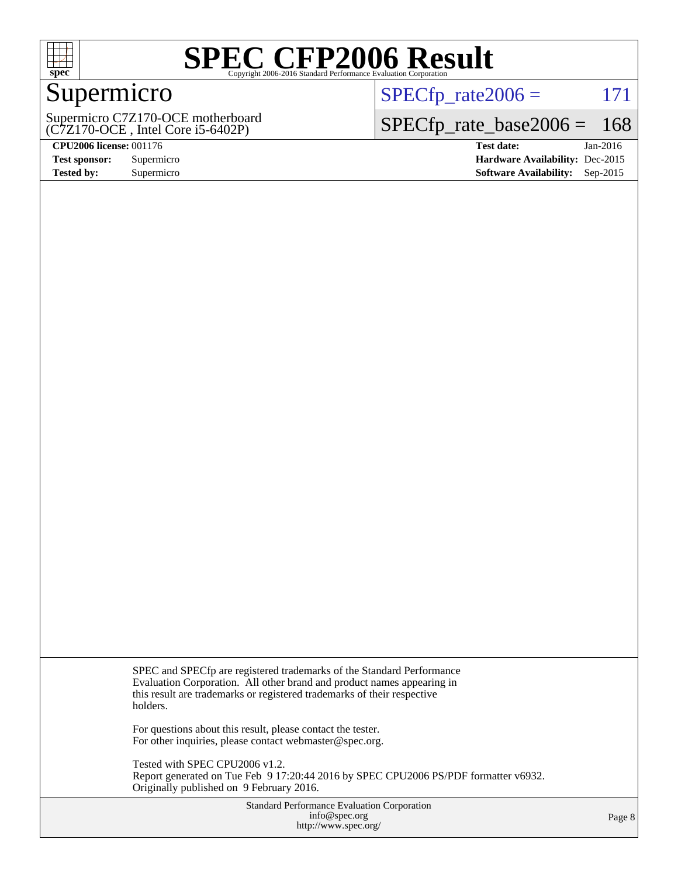SPEC and SPECfp are registered trademarks of the Standard Performance Evaluation Corporation. All other brand and product names appearing in this result are trademarks or registered trademarks of their respective holders.

For questions about this result, please contact the tester.
For other inquiries, please contact webmaster@spec.org.

Tested with SPEC CPU2006 v1.2.
Report generated on Tue Feb 9 17:20:44 2016 by SPEC CPU2006 PS/PDF formatter v6932.
Originally published on 9 February 2016.